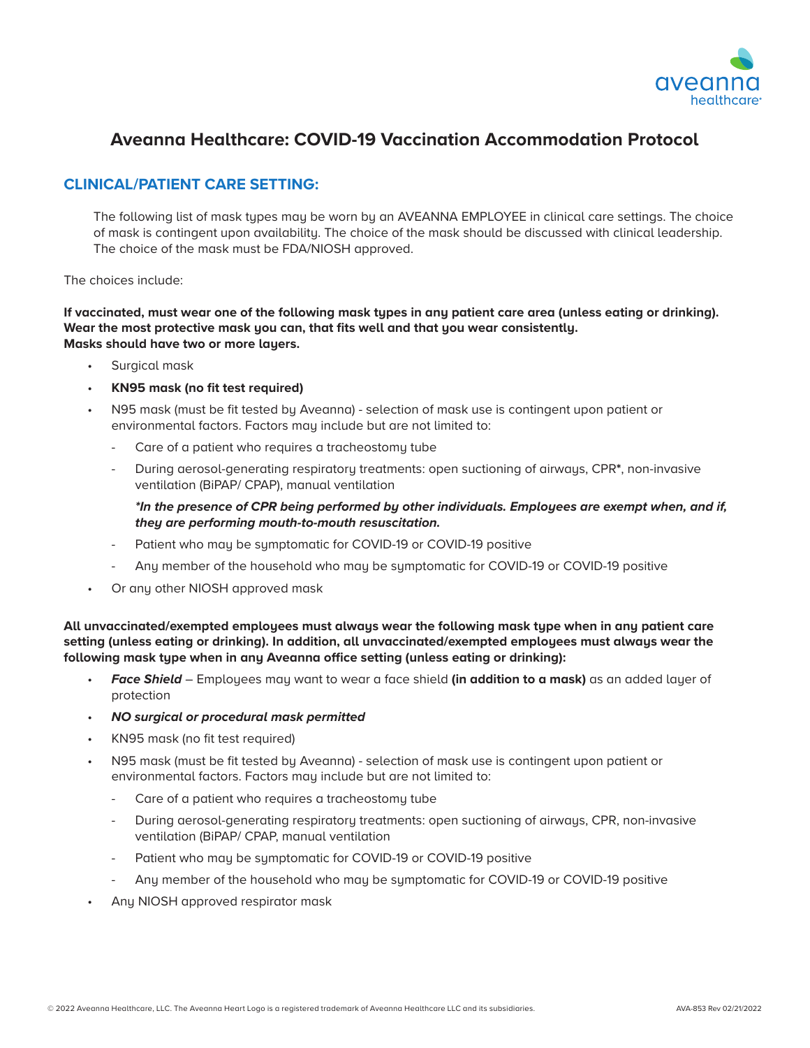# Aveanna Healthcare: COVID-19 Vaccination Accommodation Protocol

## CLINICAL/PATIENT CARE SETTING:

The following list of mask types may be worn by an AVEANNA EMPLOYEE in clinical care settings. The choice of mask is contingent upon availability. The choice of the mask should be discussed with clinical leadership. The choice of the mask must be FDA/NIOSH approved.

The choices include:

**If vaccinated, must wear one of the following mask types in any patient care area (unless eating or drinking). Wear the most protective mask you can, that fits well and that you wear consistently. Masks should have two or more layers.**

- Surgical mask
- **KN95 mask (no fit test required)**
- N95 mask (must be fit tested by Aveanna) - selection of mask use is contingent upon patient or environmental factors. Factors may include but are not limited to:
  - Care of a patient who requires a tracheostomy tube
  - During aerosol-generating respiratory treatments: open suctioning of airways, CPR**\***, non-invasive ventilation (BiPAP/ CPAP), manual ventilation

    ***\*In the presence of CPR being performed by other individuals. Employees are exempt when, and if, they are performing mouth-to-mouth resuscitation.***
  - Patient who may be symptomatic for COVID-19 or COVID-19 positive
  - Any member of the household who may be symptomatic for COVID-19 or COVID-19 positive
- Or any other NIOSH approved mask

**All unvaccinated/exempted employees must always wear the following mask type when in any patient care setting (unless eating or drinking). In addition, all unvaccinated/exempted employees must always wear the following mask type when in any Aveanna office setting (unless eating or drinking):**

- ***Face Shield*** – Employees may want to wear a face shield **(in addition to a mask)** as an added layer of protection
- ***NO surgical or procedural mask permitted***
- KN95 mask (no fit test required)
- N95 mask (must be fit tested by Aveanna) - selection of mask use is contingent upon patient or environmental factors. Factors may include but are not limited to:
  - Care of a patient who requires a tracheostomy tube
  - During aerosol-generating respiratory treatments: open suctioning of airways, CPR, non-invasive ventilation (BiPAP/ CPAP, manual ventilation
  - Patient who may be symptomatic for COVID-19 or COVID-19 positive
  - Any member of the household who may be symptomatic for COVID-19 or COVID-19 positive
- Any NIOSH approved respirator mask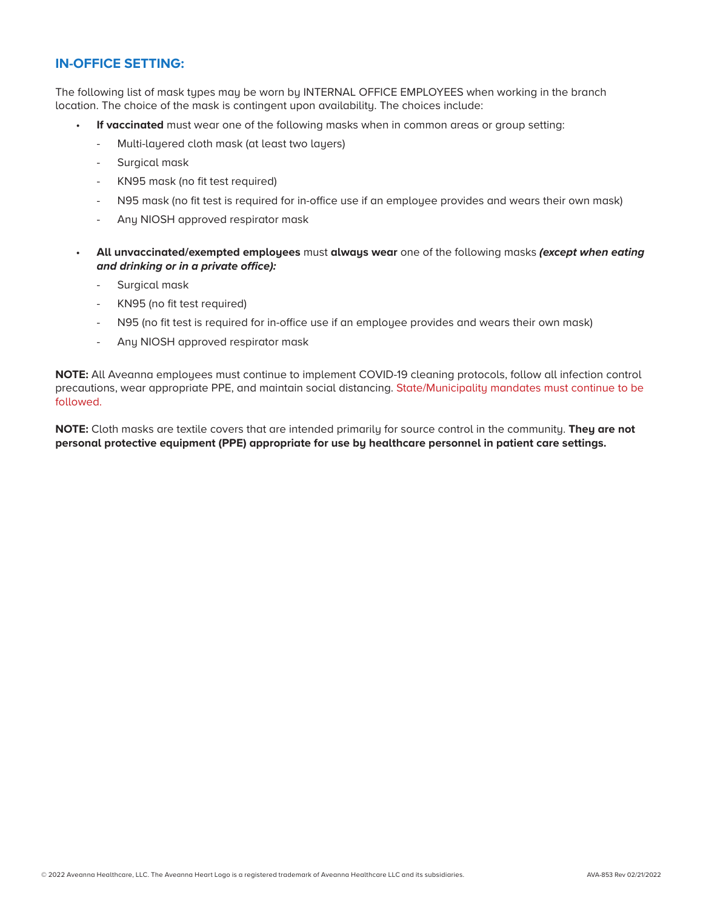## IN-OFFICE SETTING:

The following list of mask types may be worn by INTERNAL OFFICE EMPLOYEES when working in the branch location. The choice of the mask is contingent upon availability. The choices include:

- **If vaccinated** must wear one of the following masks when in common areas or group setting:
  - Multi-layered cloth mask (at least two layers)
  - Surgical mask
  - KN95 mask (no fit test required)
  - N95 mask (no fit test is required for in-office use if an employee provides and wears their own mask)
  - Any NIOSH approved respirator mask

- **All unvaccinated/exempted employees** must **always wear** one of the following masks ***(except when eating and drinking or in a private office):***
  - Surgical mask
  - KN95 (no fit test required)
  - N95 (no fit test is required for in-office use if an employee provides and wears their own mask)
  - Any NIOSH approved respirator mask

**NOTE:** All Aveanna employees must continue to implement COVID-19 cleaning protocols, follow all infection control precautions, wear appropriate PPE, and maintain social distancing. State/Municipality mandates must continue to be followed.

**NOTE:** Cloth masks are textile covers that are intended primarily for source control in the community. **They are not personal protective equipment (PPE) appropriate for use by healthcare personnel in patient care settings.**

© 2022 Aveanna Healthcare, LLC. The Aveanna Heart Logo is a registered trademark of Aveanna Healthcare LLC and its subsidiaries. AVA-853 Rev 02/21/2022